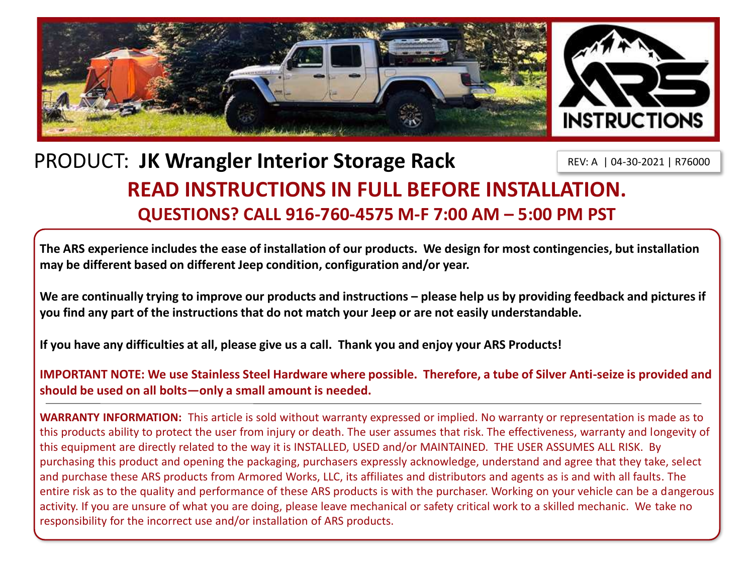# PRODUCT: **JK Wrangler Interior Storage Rack**

REV: A | 04-30-2021 | R76000

## READ INSTRUCTIONS IN FULL BEFORE INSTALLATION.

### QUESTIONS? CALL 916-760-4575 M-F 7:00 AM – 5:00 PM PST

**The ARS experience includes the ease of installation of our products. We design for most contingencies, but installation may be different based on different Jeep condition, configuration and/or year.**

**We are continually trying to improve our products and instructions – please help us by providing feedback and pictures if you find any part of the instructions that do not match your Jeep or are not easily understandable.**

**If you have any difficulties at all, please give us a call. Thank you and enjoy your ARS Products!**

**IMPORTANT NOTE: We use Stainless Steel Hardware where possible. Therefore, a tube of Silver Anti-seize is provided and should be used on all bolts—only a small amount is needed.**

---

**WARRANTY INFORMATION:** This article is sold without warranty expressed or implied. No warranty or representation is made as to this products ability to protect the user from injury or death. The user assumes that risk. The effectiveness, warranty and longevity of this equipment are directly related to the way it is INSTALLED, USED and/or MAINTAINED. THE USER ASSUMES ALL RISK. By purchasing this product and opening the packaging, purchasers expressly acknowledge, understand and agree that they take, select and purchase these ARS products from Armored Works, LLC, its affiliates and distributors and agents as is and with all faults. The entire risk as to the quality and performance of these ARS products is with the purchaser. Working on your vehicle can be a dangerous activity. If you are unsure of what you are doing, please leave mechanical or safety critical work to a skilled mechanic. We take no responsibility for the incorrect use and/or installation of ARS products.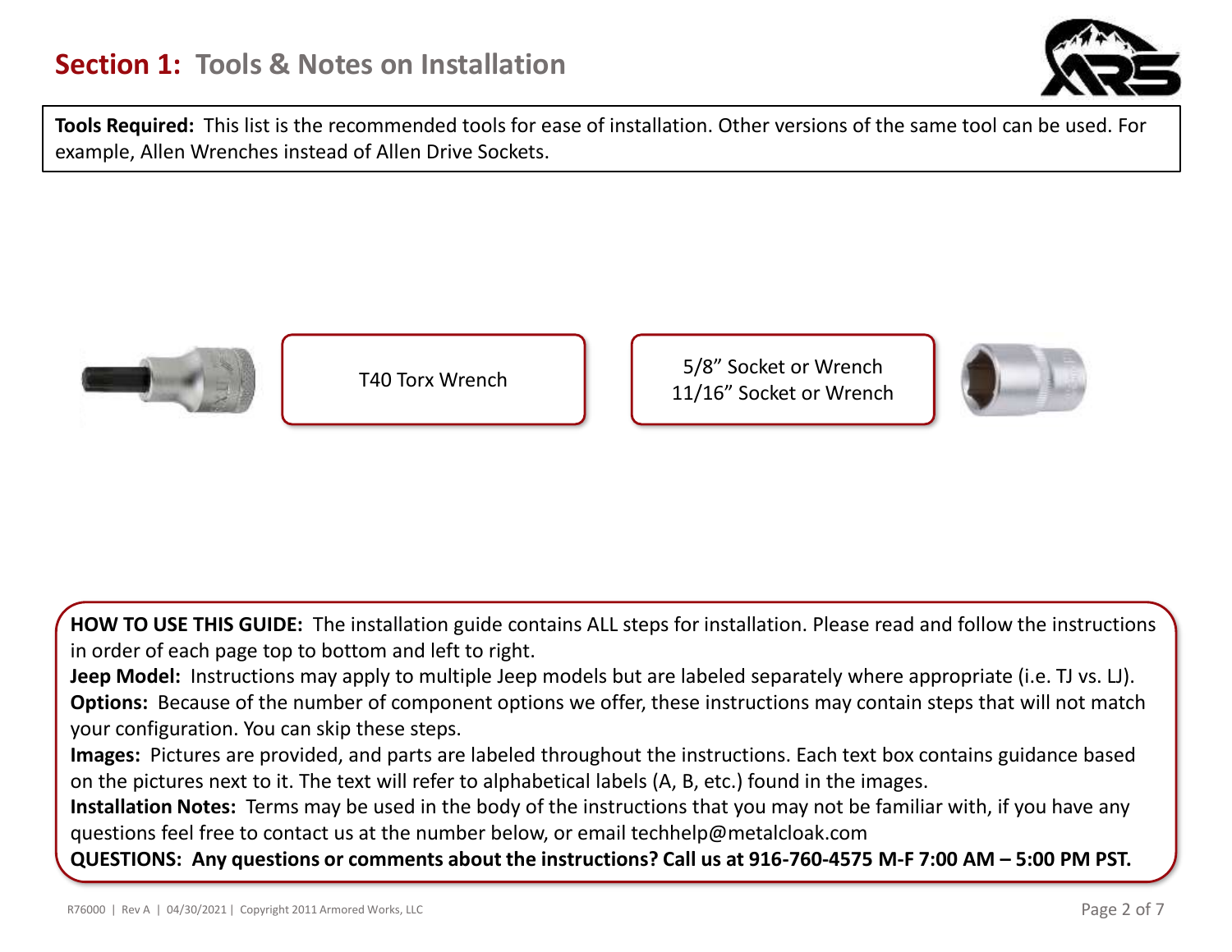# Section 1: Tools & Notes on Installation

**Tools Required:** This list is the recommended tools for ease of installation. Other versions of the same tool can be used. For example, Allen Wrenches instead of Allen Drive Sockets.

T40 Torx Wrench

5/8” Socket or Wrench
11/16” Socket or Wrench

**HOW TO USE THIS GUIDE:** The installation guide contains ALL steps for installation. Please read and follow the instructions in order of each page top to bottom and left to right.
**Jeep Model:** Instructions may apply to multiple Jeep models but are labeled separately where appropriate (i.e. TJ vs. LJ).
**Options:** Because of the number of component options we offer, these instructions may contain steps that will not match your configuration. You can skip these steps.
**Images:** Pictures are provided, and parts are labeled throughout the instructions. Each text box contains guidance based on the pictures next to it. The text will refer to alphabetical labels (A, B, etc.) found in the images.
**Installation Notes:** Terms may be used in the body of the instructions that you may not be familiar with, if you have any questions feel free to contact us at the number below, or email techhelp@metalcloak.com
**QUESTIONS: Any questions or comments about the instructions? Call us at 916-760-4575 M-F 7:00 AM – 5:00 PM PST.**

R76000 | Rev A | 04/30/2021 | Copyright 2011 Armored Works, LLC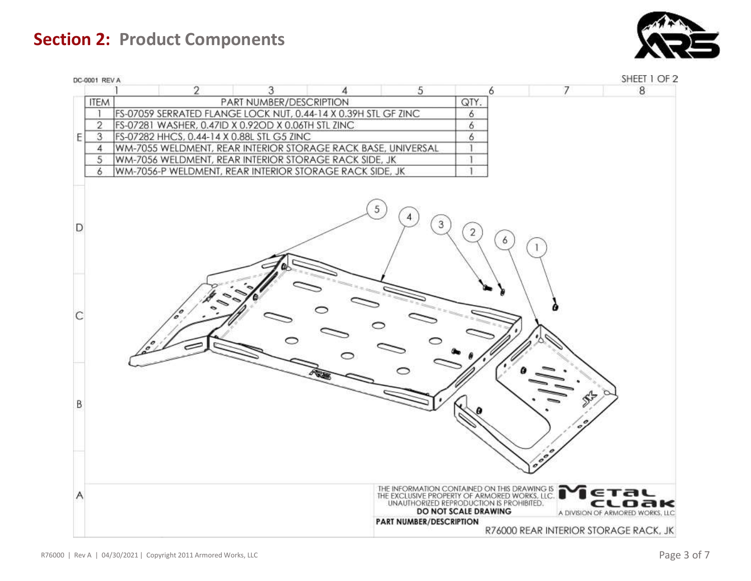## Section 2: Product Components

DC-0001 REV A

SHEET 1 OF 2

| ITEM | PART NUMBER/DESCRIPTION | QTY. |
|---|---|---|
| 1 | FS-07059 SERRATED FLANGE LOCK NUT, 0.44-14 X 0.39H STL GF ZINC | 6 |
| 2 | FS-07281 WASHER, 0.47ID X 0.92OD X 0.06TH STL ZINC | 6 |
| 3 | FS-07282 HHCS, 0.44-14 X 0.88L STL G5 ZINC | 6 |
| 4 | WM-7055 WELDMENT, REAR INTERIOR STORAGE RACK BASE, UNIVERSAL | 1 |
| 5 | WM-7056 WELDMENT, REAR INTERIOR STORAGE RACK SIDE, JK | 1 |
| 6 | WM-7056-P WELDMENT, REAR INTERIOR STORAGE RACK SIDE, JK | 1 |

THE INFORMATION CONTAINED ON THIS DRAWING IS THE EXCLUSIVE PROPERTY OF ARMORED WORKS, LLC. UNAUTHORIZED REPRODUCTION IS PROHIBITED.

**DO NOT SCALE DRAWING**

METAL CLOAK — A DIVISION OF ARMORED WORKS, LLC

**PART NUMBER/DESCRIPTION**

R76000 REAR INTERIOR STORAGE RACK, JK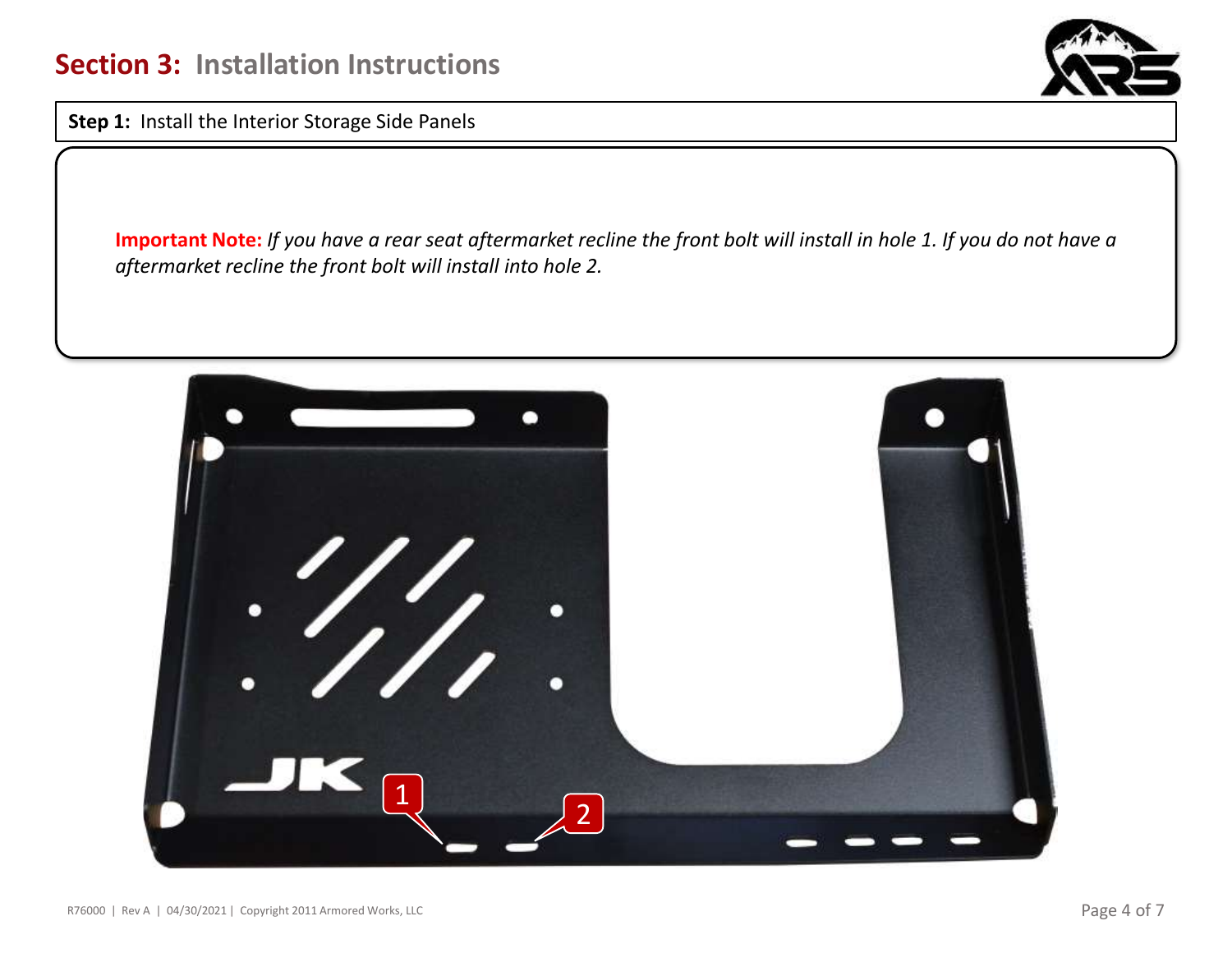## Section 3: Installation Instructions

**Step 1:** Install the Interior Storage Side Panels

**Important Note:** *If you have a rear seat aftermarket recline the front bolt will install in hole 1. If you do not have a aftermarket recline the front bolt will install into hole 2.*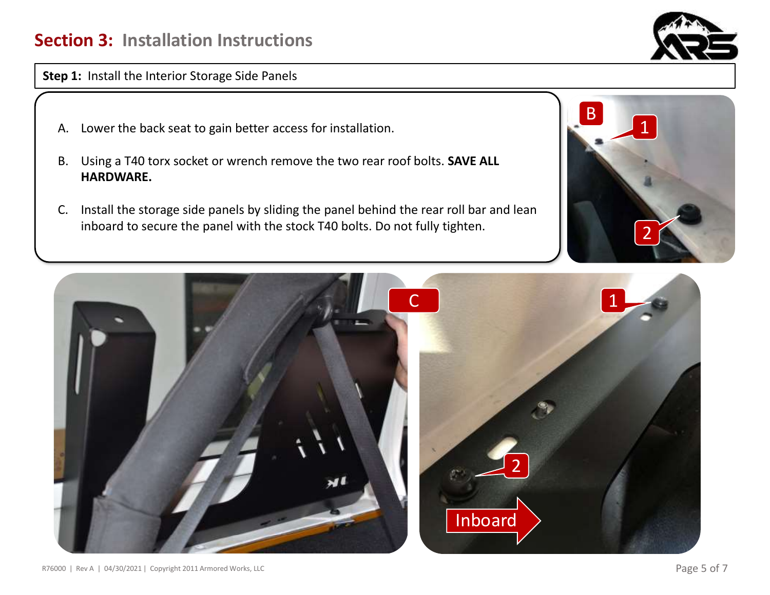## Section 3: Installation Instructions

**Step 1:** Install the Interior Storage Side Panels

A. Lower the back seat to gain better access for installation.

B. Using a T40 torx socket or wrench remove the two rear roof bolts. **SAVE ALL HARDWARE.**

C. Install the storage side panels by sliding the panel behind the rear roll bar and lean inboard to secure the panel with the stock T40 bolts. Do not fully tighten.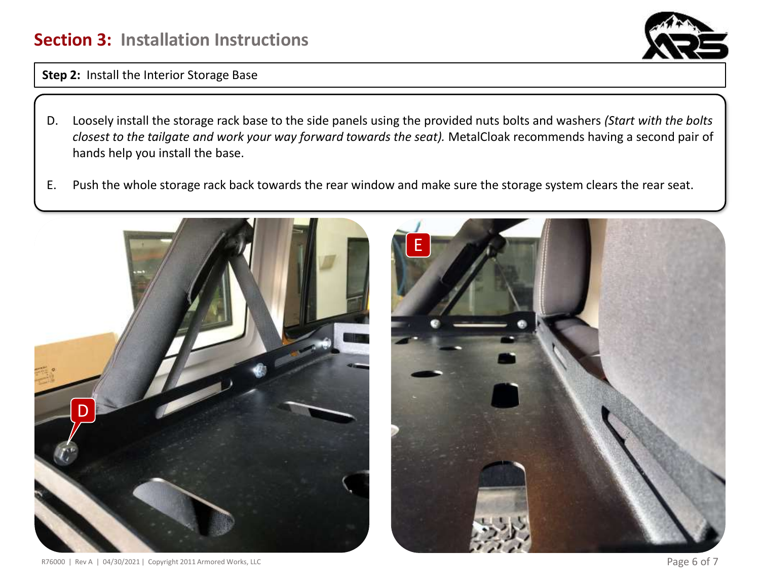## Section 3: Installation Instructions

**Step 2:** Install the Interior Storage Base

D. Loosely install the storage rack base to the side panels using the provided nuts bolts and washers *(Start with the bolts closest to the tailgate and work your way forward towards the seat).* MetalCloak recommends having a second pair of hands help you install the base.

E. Push the whole storage rack back towards the rear window and make sure the storage system clears the rear seat.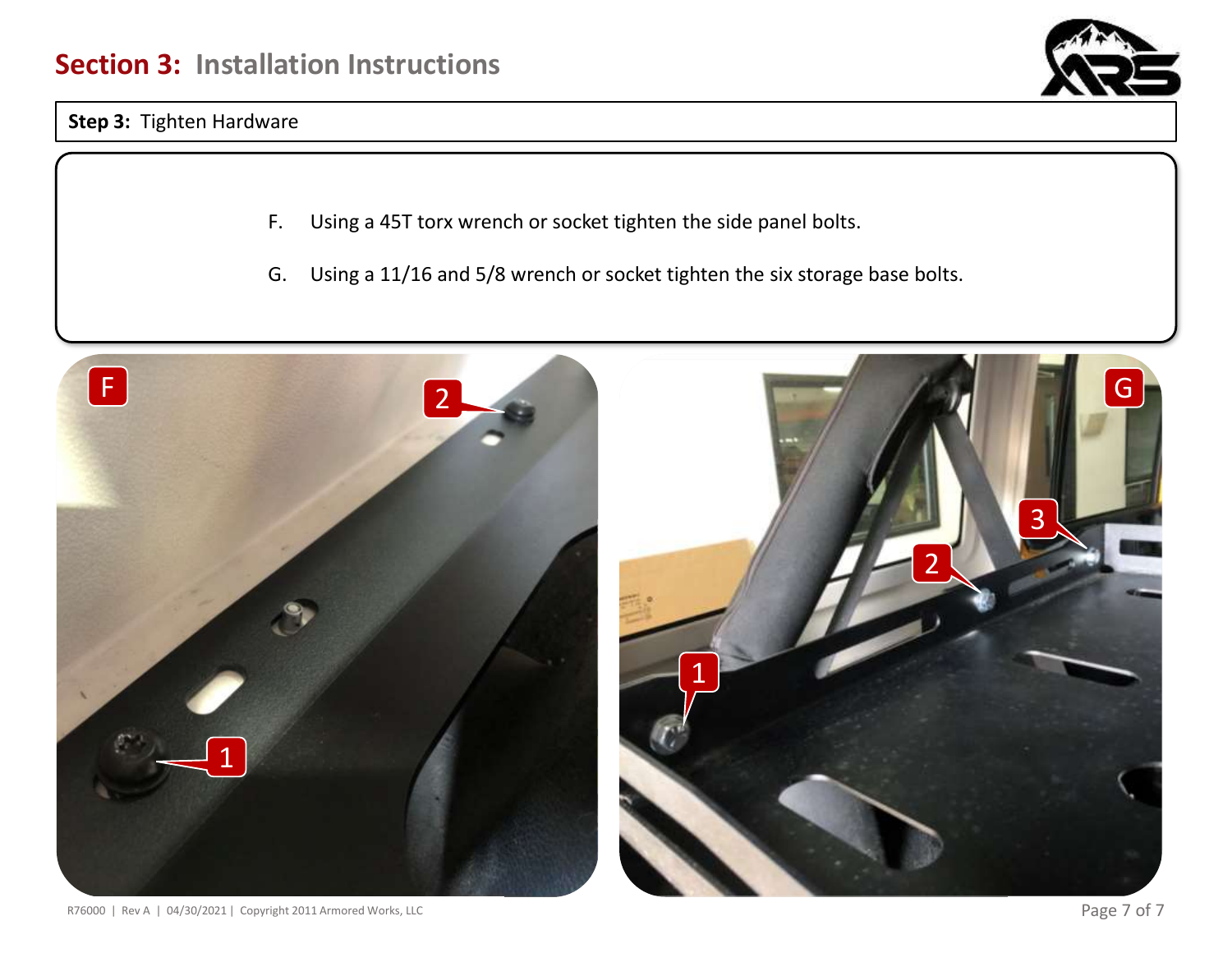## Section 3: Installation Instructions

**Step 3:** Tighten Hardware

F. Using a 45T torx wrench or socket tighten the side panel bolts.

G. Using a 11/16 and 5/8 wrench or socket tighten the six storage base bolts.